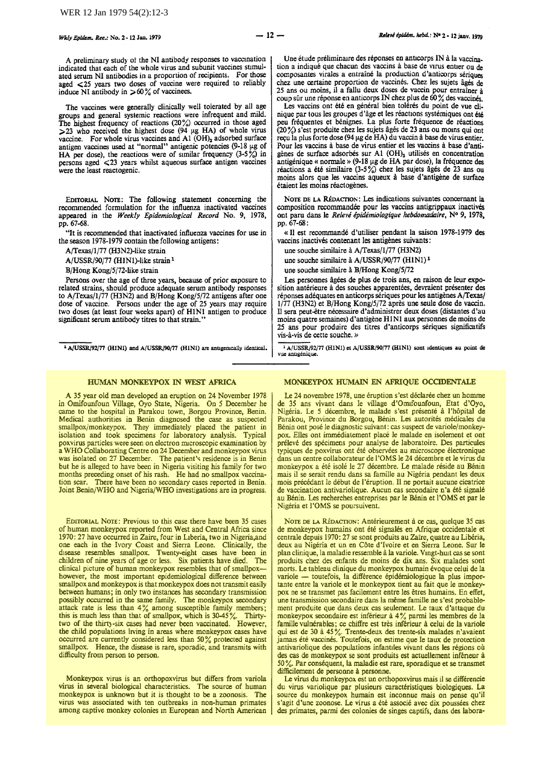A preliminary study of the NI antibody responses to vaccination indicated that each of the whole virus and subunit vaccines stimulated serum NI antibodies in a proportion of recipients. For those aged <25 years two doses of vaccine were required to reliably induce NI antibody in >60% of vaccinees.

The vaccines were generally clinically well tolerated by all age groups and general systemic reactions were infrequent and mild. The highest frequency of reactions (20%) occurred in those aged >23 who received the highest dose (94 µg HA) of whole virus vaccine. For whole virus vaccines and Al $(OH)_3$ adsorbed surface antigen vaccines used at "normal" antigenic potencies (9-18 µg of HA per dose), the reactions were of similar frequency (3-5%) in persons aged <23 years whilst aqueous surface antigen vaccines were the least reactogenic.

Une étude préliminaire des réponses en anticorps IN à la vaccination a indiqué que chacun des vaccins à base de virus entier ou de composantes virales a entraîné la production d'anticorps sériques chez une certaine proportion de vaccinés. Chez les sujets âgés de 25 ans ou moins, il a fallu deux doses de vaccin pour entraîner à coup sûr une réponse en anticorps IN chez plus de 60% des vaccinés.

Les vaccins ont été en général bien tolérés du point de vue clinique par tous les groupes d'âge et les réactions systémiques ont été peu fréquentes et bénignes. La plus forte fréquence de réactions (20%) s'est produite chez les sujets âgés de 23 ans ou moins qui ont reçu la plus forte dose (94 µg de HA) du vaccin à base de virus entier. Pour les vaccins à base de virus entier et les vaccins à base d'antigènes de surface adsorbés sur Al $(OH)_3$ utilisés en concentration antigénique « normale » (9-18 µg de HA par dose), la fréquence des réactions a été similaire (3-5%) chez les sujets âgés de 23 ans ou moins alors que les vaccins aqueux à base d'antigène de surface étaient les moins réactogènes.

EDITORIAL NOTE: The following statement concerning the recommended formulation for the influenza inactivated vaccines appeared in the *Weekly Epidemiological Record* No. 9, 1978, pp. 67-68.

"It is recommended that inactivated influenza vaccines for use in the season 1978-1979 contain the following antigens:

A/Texas/1/77 (H3N2)-like strain

A/USSR/90/77 (H1N1)-like strain[1]

B/Hong Kong/5/72-like strain

Persons over the age of three years, because of prior exposure to related strains, should produce adequate serum antibody responses to A/Texas/1/77 (H3N2) and B/Hong Kong/5/72 antigens after one dose of vaccine. Persons under the age of 25 years may require two doses (at least four weeks apart) of H1N1 antigen to produce significant serum antibody titres to that strain."

[1] A/USSR/92/77 (H1N1) and A/USSR/90/77 (H1N1) are antigenically identical.

NOTE DE LA RÉDACTION: Les indications suivantes concernant la composition recommandée pour les vaccins antigrippaux inactivés ont paru dans le *Relevé épidémiologique hebdomadaire*, N° 9, 1978, pp. 67-68:

« Il est recommandé d'utiliser pendant la saison 1978-1979 des vaccins inactivés contenant les antigènes suivants:

une souche similaire à A/Texas/1/77 (H3N2)

une souche similaire à A/USSR/90/77 (H1N1)[1]

une souche similaire à B/Hong Kong/5/72

Les personnes âgées de plus de trois ans, en raison de leur exposition antérieure à des souches apparentées, devraient présenter des réponses adéquates en anticorps sériques pour les antigènes A/Texas/1/77 (H3N2) et B/Hong Kong/5/72 après une seule dose de vaccin. Il sera peut-être nécessaire d'administrer deux doses (distantes d'au moins quatre semaines) d'antigène H1N1 aux personnes de moins de 25 ans pour produire des titres d'anticorps sériques significatifs vis-à-vis de cette souche. »

[1] A/USSR/92/77 (H1N1) et A/USSR/90/77 (H1N1) sont identiques au point de vue antigénique.

## HUMAN MONKEYPOX IN WEST AFRICA

A 35 year old man developed an eruption on 24 November 1978 in Omifounfoun Village, Oyo State, Nigeria. On 5 December he came to the hospital in Parakou town, Borgou Province, Benin. Medical authorities in Benin diagnosed the case as suspected smallpox/monkeypox. They immediately placed the patient in isolation and took specimens for laboratory analysis. Typical poxvirus particles were seen on electron microscopic examination by a WHO Collaborating Centre on 24 December and monkeypox virus was isolated on 27 December. The patient's residence is in Benin but he is alleged to have been in Nigeria visiting his family for two months preceding onset of his rash. He had no smallpox vaccination scar. There have been no secondary cases reported in Benin. Joint Benin/WHO and Nigeria/WHO investigations are in progress.

EDITORIAL NOTE: Previous to this case there have been 35 cases of human monkeypox reported from West and Central Africa since 1970: 27 have occurred in Zaire, four in Liberia, two in Nigeria, and one each in the Ivory Coast and Sierra Leone. Clinically, the disease resembles smallpox. Twenty-eight cases have been in children of nine years of age or less. Six patients have died. The clinical picture of human monkeypox resembles that of smallpox—however, the most important epidemiological difference between smallpox and monkeypox is that monkeypox does not transmit easily between humans; in only two instances has secondary transmission possibly occurred in the same family. The monkeypox secondary attack rate is less than 4% among susceptible family members; this is much less than that of smallpox, which is 30-45%. Thirty-two of the thirty-six cases had never been vaccinated. However, the child populations living in areas where monkeypox cases have occurred are currently considered less than 50% protected against smallpox. Hence, the disease is rare, sporadic, and transmits with difficulty from person to person.

Monkeypox virus is an orthopoxvirus but differs from variola virus in several biological characteristics. The source of human monkeypox is unknown but it is thought to be a zoonosis. The virus was associated with ten outbreaks in non-human primates among captive monkey colonies in European and North American

## MONKEYPOX HUMAIN EN AFRIQUE OCCIDENTALE

Le 24 novembre 1978, une éruption s'est déclarée chez un homme de 35 ans vivant dans le village d'Omifounfoun, État d'Oyo, Nigéria. Le 5 décembre, le malade s'est présenté à l'hôpital de Parakou, Province du Borgou, Bénin. Les autorités médicales du Bénin ont posé le diagnostic suivant: cas suspect de variole/monkeypox. Elles ont immédiatement placé le malade en isolement et ont prélevé des spécimens pour analyse de laboratoire. Des particules typiques de poxvirus ont été observées au microscope électronique dans un centre collaborateur de l'OMS le 24 décembre et le virus du monkeypox a été isolé le 27 décembre. Le malade réside au Bénin mais il se serait rendu dans sa famille au Nigéria pendant les deux mois précédant le début de l'éruption. Il ne portait aucune cicatrice de vaccination antivariolique. Aucun cas secondaire n'a été signalé au Bénin. Les recherches entreprises par le Bénin et l'OMS et par le Nigéria et l'OMS se poursuivent.

NOTE DE LA RÉDACTION: Antérieurement à ce cas, quelque 35 cas de monkeypox humains ont été signalés en Afrique occidentale et centrale depuis 1970: 27 se sont produits au Zaïre, quatre au Libéria, deux au Nigéria et un en Côte d'Ivoire et en Sierra Leone. Sur le plan clinique, la maladie ressemble à la variole. Vingt-huit cas se sont produits chez des enfants de moins de dix ans. Six malades sont morts. Le tableau clinique du monkeypox humain évoque celui de la variole — toutefois, la différence épidémiologique la plus importante entre la variole et le monkeypox tient au fait que le monkeypox ne se transmet pas facilement entre les êtres humains. En effet, une transmission secondaire dans la même famille ne s'est probablement produite que dans deux cas seulement. Le taux d'attaque du monkeypox secondaire est inférieur à 4% parmi les membres de la famille vulnérables; ce chiffre est très inférieur à celui de la variole qui est de 30 à 45%. Trente-deux des trente-six malades n'avaient jamais été vaccinés. Toutefois, on estime que le taux de protection antivariolique des populations infantiles vivant dans les régions où des cas de monkeypox se sont produits est actuellement inférieur à 50%. Par conséquent, la maladie est rare, sporadique et se transmet difficilement de personne à personne.

Le virus du monkeypox est un orthopoxvirus mais il se différencie du virus variolique par plusieurs caractéristiques biologiques. La source du monkeypox humain est inconnue mais on pense qu'il s'agit d'une zoonose. Le virus a été associé avec dix poussées chez des primates, parmi des colonies de singes captifs, dans des labora-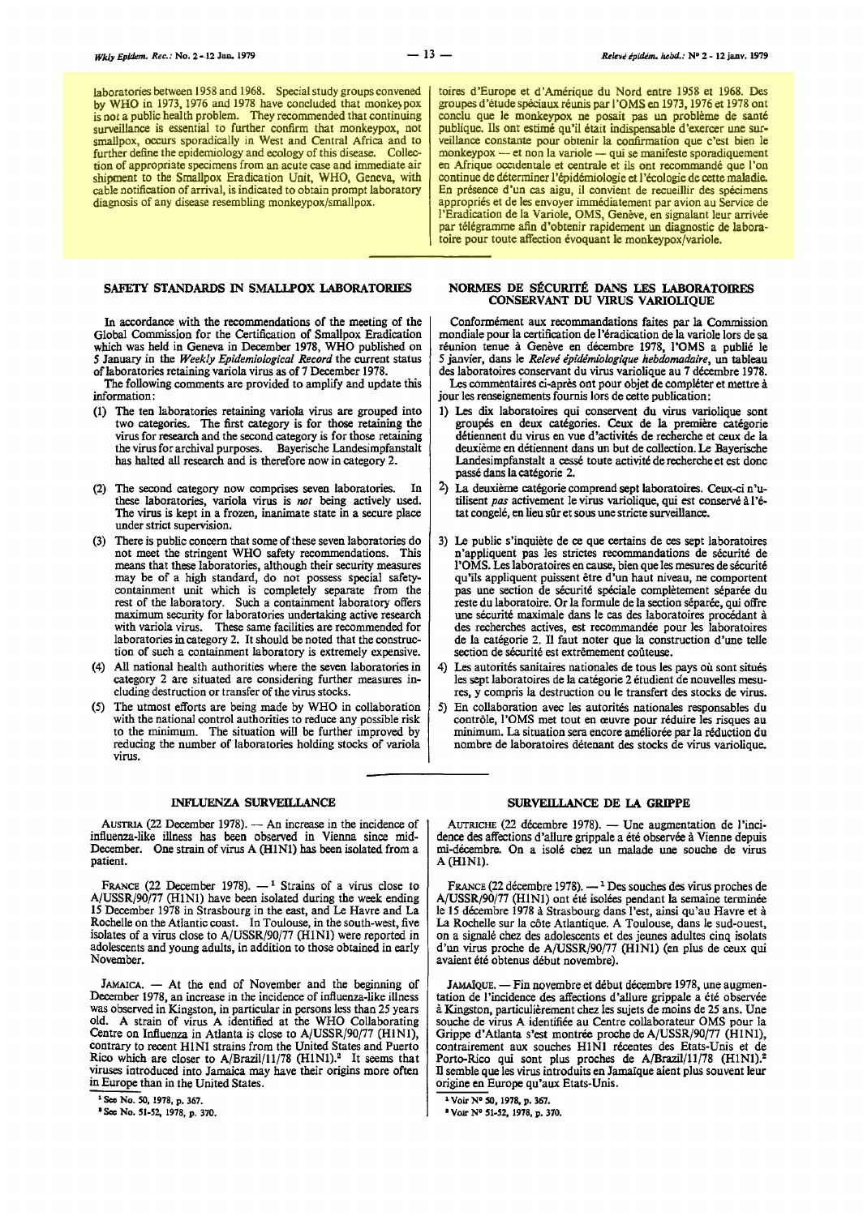laboratories between 1958 and 1968. Special study groups convened by WHO in 1973, 1976 and 1978 have concluded that monkeypox is not a public health problem. They recommended that continuing surveillance is essential to further confirm that monkeypox, not smallpox, occurs sporadically in West and Central Africa and to further define the epidemiology and ecology of this disease. Collection of appropriate specimens from an acute case and immediate air shipment to the Smallpox Eradication Unit, WHO, Geneva, with cable notification of arrival, is indicated to obtain prompt laboratory diagnosis of any disease resembling monkeypox/smallpox.

toires d'Europe et d'Amérique du Nord entre 1958 et 1968. Des groupes d'étude spéciaux réunis par l'OMS en 1973, 1976 et 1978 ont conclu que le monkeypox ne posait pas un problème de santé publique. Ils ont estimé qu'il était indispensable d'exercer une surveillance constante pour obtenir la confirmation que c'est bien le monkeypox — et non la variole — qui se manifeste sporadiquement en Afrique occidentale et centrale et ils ont recommandé que l'on continue de déterminer l'épidémiologie et l'écologie de cette maladie. En présence d'un cas aigu, il convient de recueillir des spécimens appropriés et de les envoyer immédiatement par avion au Service de l'Eradication de la Variole, OMS, Genève, en signalant leur arrivée par télégramme afin d'obtenir rapidement un diagnostic de laboratoire pour toute affection évoquant le monkeypox/variole.

## SAFETY STANDARDS IN SMALLPOX LABORATORIES

In accordance with the recommendations of the meeting of the Global Commission for the Certification of Smallpox Eradication which was held in Geneva in December 1978, WHO published on 5 January in the *Weekly Epidemiological Record* the current status of laboratories retaining variola virus as of 7 December 1978.

The following comments are provided to amplify and update this information:

(1) The ten laboratories retaining variola virus are grouped into two categories. The first category is for those retaining the virus for research and the second category is for those retaining the virus for archival purposes. Bayerische Landesimpfanstalt has halted all research and is therefore now in category 2.

(2) The second category now comprises seven laboratories. In these laboratories, variola virus is *not* being actively used. The virus is kept in a frozen, inanimate state in a secure place under strict supervision.

(3) There is public concern that some of these seven laboratories do not meet the stringent WHO safety recommendations. This means that these laboratories, although their security measures may be of a high standard, do not possess special safety-containment unit which is completely separate from the rest of the laboratory. Such a containment laboratory offers maximum security for laboratories undertaking active research with variola virus. These same facilities are recommended for laboratories in category 2. It should be noted that the construction of such a containment laboratory is extremely expensive.

(4) All national health authorities where the seven laboratories in category 2 are situated are considering further measures including destruction or transfer of the virus stocks.

(5) The utmost efforts are being made by WHO in collaboration with the national control authorities to reduce any possible risk to the minimum. The situation will be further improved by reducing the number of laboratories holding stocks of variola virus.

## NORMES DE SÉCURITÉ DANS LES LABORATOIRES CONSERVANT DU VIRUS VARIOLIQUE

Conformément aux recommandations faites par la Commission mondiale pour la certification de l'éradication de la variole lors de sa réunion tenue à Genève en décembre 1978, l'OMS a publié le 5 janvier, dans le *Relevé épidémiologique hebdomadaire*, un tableau des laboratoires conservant du virus variolique au 7 décembre 1978.

Les commentaires ci-après ont pour objet de compléter et mettre à jour les renseignements fournis lors de cette publication:

1) Les dix laboratoires qui conservent du virus variolique sont groupés en deux catégories. Ceux de la première catégorie détiennent du virus en vue d'activités de recherche et ceux de la deuxième en détiennent dans un but de collection. Le Bayerische Landesimpfanstalt a cessé toute activité de recherche et est donc passé dans la catégorie 2.

2) La deuxième catégorie comprend sept laboratoires. Ceux-ci n'utilisent *pas* activement le virus variolique, qui est conservé à l'état congelé, en lieu sûr et sous une stricte surveillance.

3) Le public s'inquiète de ce que certains de ces sept laboratoires n'appliquent pas les strictes recommandations de sécurité de l'OMS. Les laboratoires en cause, bien que les mesures de sécurité qu'ils appliquent puissent être d'un haut niveau, ne comportent pas une section de sécurité spéciale complètement séparée du reste du laboratoire. Or la formule de la section séparée, qui offre une sécurité maximale dans le cas des laboratoires procédant à des recherches actives, est recommandée pour les laboratoires de la catégorie 2. Il faut noter que la construction d'une telle section de sécurité est extrêmement coûteuse.

4) Les autorités sanitaires nationales de tous les pays où sont situés les sept laboratoires de la catégorie 2 étudient de nouvelles mesures, y compris la destruction ou le transfert des stocks de virus.

5) En collaboration avec les autorités nationales responsables du contrôle, l'OMS met tout en œuvre pour réduire les risques au minimum. La situation sera encore améliorée par la réduction du nombre de laboratoires détenant des stocks de virus variolique.

## INFLUENZA SURVEILLANCE

AUSTRIA (22 December 1978). — An increase in the incidence of influenza-like illness has been observed in Vienna since mid-December. One strain of virus A (H1N1) has been isolated from a patient.

FRANCE (22 December 1978). —[1] Strains of a virus close to A/USSR/90/77 (H1N1) have been isolated during the week ending 15 December 1978 in Strasbourg in the east, and Le Havre and La Rochelle on the Atlantic coast. In Toulouse, in the south-west, five isolates of a virus close to A/USSR/90/77 (H1N1) were reported in adolescents and young adults, in addition to those obtained in early November.

JAMAICA. — At the end of November and the beginning of December 1978, an increase in the incidence of influenza-like illness was observed in Kingston, in particular in persons less than 25 years old. A strain of virus A identified at the WHO Collaborating Centre on Influenza in Atlanta is close to A/USSR/90/77 (H1N1), contrary to recent H1N1 strains from the United States and Puerto Rico which are closer to A/Brazil/11/78 (H1N1).[2] It seems that viruses introduced into Jamaica may have their origins more often in Europe than in the United States.

[1] See No. 50, 1978, p. 367.

[2] See No. 51-52, 1978, p. 370.

## SURVEILLANCE DE LA GRIPPE

AUTRICHE (22 décembre 1978). — Une augmentation de l'incidence des affections d'allure grippale a été observée à Vienne depuis mi-décembre. On a isolé chez un malade une souche de virus A (H1N1).

FRANCE (22 décembre 1978). —[1] Des souches des virus proches de A/USSR/90/77 (H1N1) ont été isolées pendant la semaine terminée le 15 décembre 1978 à Strasbourg dans l'est, ainsi qu'au Havre et à La Rochelle sur la côte Atlantique. A Toulouse, dans le sud-ouest, on a signalé chez des adolescents et des jeunes adultes cinq isolats d'un virus proche de A/USSR/90/77 (H1N1) (en plus de ceux qui avaient été obtenus début novembre).

JAMAÏQUE. — Fin novembre et début décembre 1978, une augmentation de l'incidence des affections d'allure grippale a été observée à Kingston, particulièrement chez les sujets de moins de 25 ans. Une souche de virus A identifiée au Centre collaborateur OMS pour la Grippe d'Atlanta s'est montrée proche de A/USSR/90/77 (H1N1), contrairement aux souches H1N1 récentes des Etats-Unis et de Porto-Rico qui sont plus proches de A/Brazil/11/78 (H1N1).[2] Il semble que les virus introduits en Jamaïque aient plus souvent leur origine en Europe qu'aux Etats-Unis.

[1] Voir N° 50, 1978, p. 367.

[2] Voir N° 51-52, 1978, p. 370.